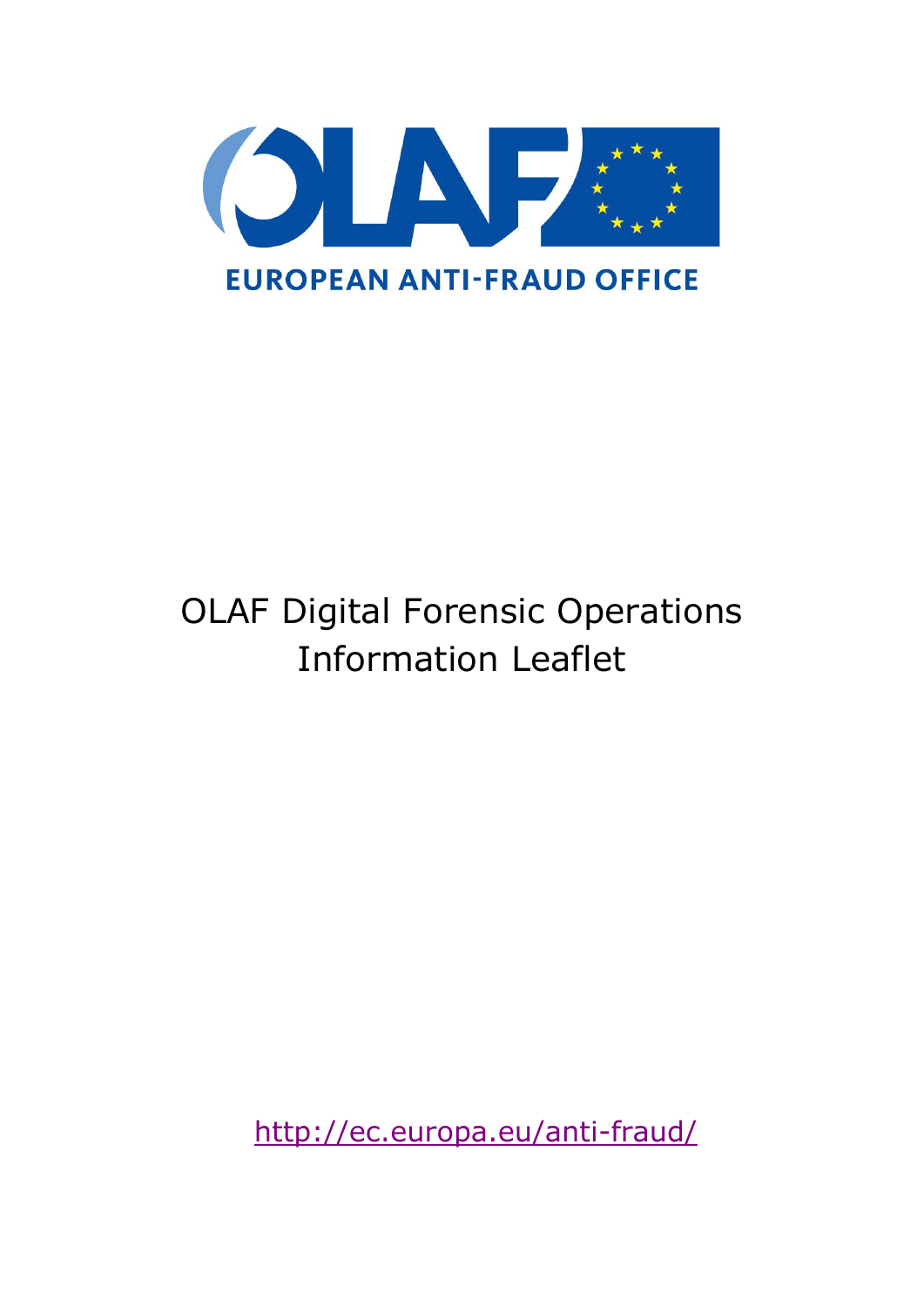EUROPEAN ANTI-FRAUD OFFICE

# OLAF Digital Forensic Operations Information Leaflet

http://ec.europa.eu/anti-fraud/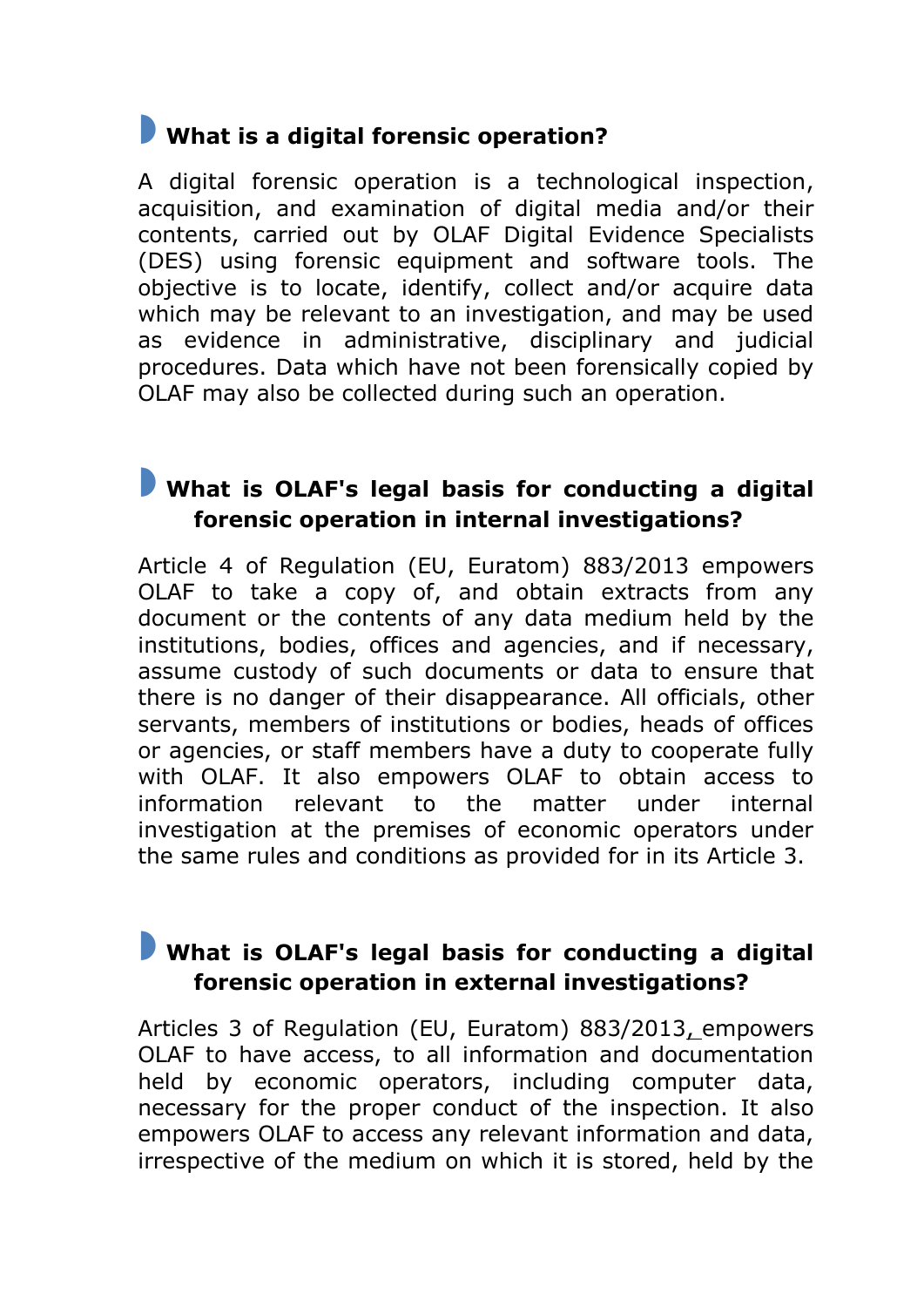## What is a digital forensic operation?

A digital forensic operation is a technological inspection, acquisition, and examination of digital media and/or their contents, carried out by OLAF Digital Evidence Specialists (DES) using forensic equipment and software tools. The objective is to locate, identify, collect and/or acquire data which may be relevant to an investigation, and may be used as evidence in administrative, disciplinary and judicial procedures. Data which have not been forensically copied by OLAF may also be collected during such an operation.

## What is OLAF's legal basis for conducting a digital forensic operation in internal investigations?

Article 4 of Regulation (EU, Euratom) 883/2013 empowers OLAF to take a copy of, and obtain extracts from any document or the contents of any data medium held by the institutions, bodies, offices and agencies, and if necessary, assume custody of such documents or data to ensure that there is no danger of their disappearance. All officials, other servants, members of institutions or bodies, heads of offices or agencies, or staff members have a duty to cooperate fully with OLAF. It also empowers OLAF to obtain access to information relevant to the matter under internal investigation at the premises of economic operators under the same rules and conditions as provided for in its Article 3.

## What is OLAF's legal basis for conducting a digital forensic operation in external investigations?

Articles 3 of Regulation (EU, Euratom) 883/2013, empowers OLAF to have access, to all information and documentation held by economic operators, including computer data, necessary for the proper conduct of the inspection. It also empowers OLAF to access any relevant information and data, irrespective of the medium on which it is stored, held by the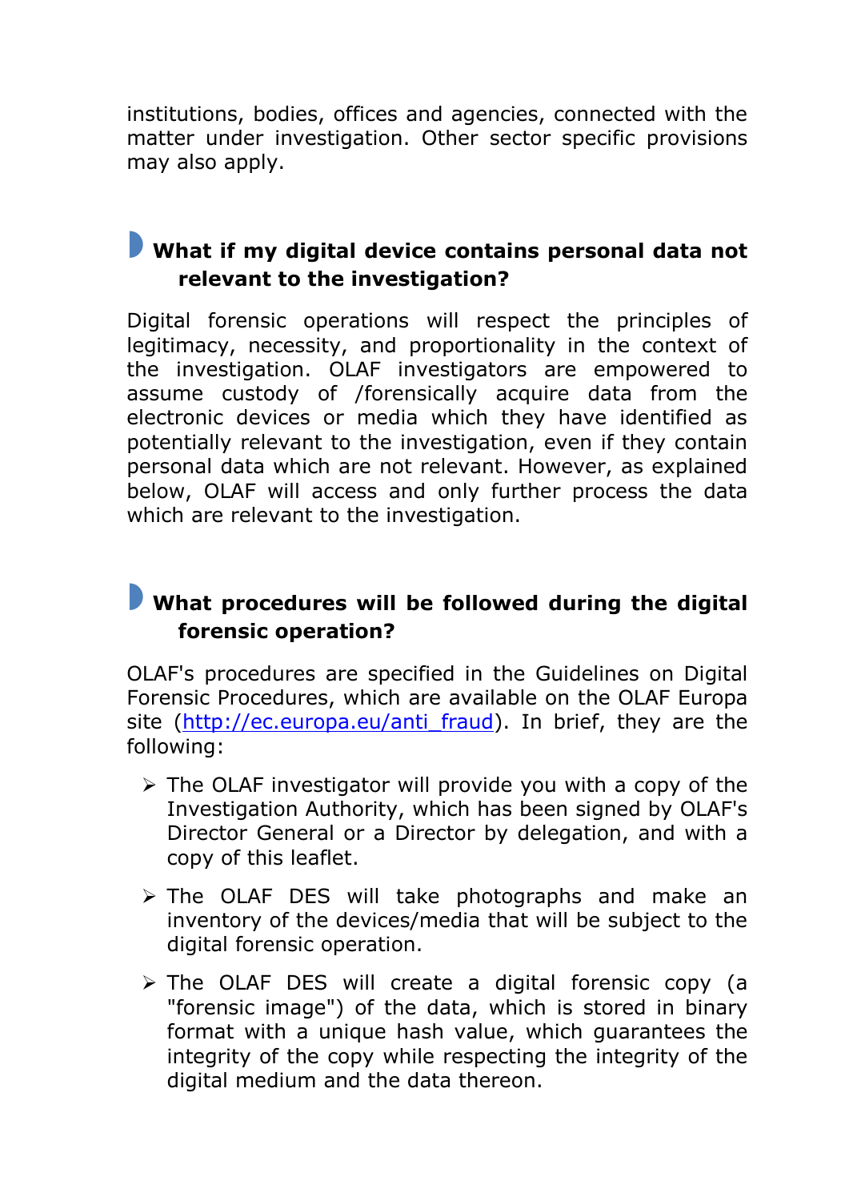institutions, bodies, offices and agencies, connected with the matter under investigation. Other sector specific provisions may also apply.

## What if my digital device contains personal data not relevant to the investigation?

Digital forensic operations will respect the principles of legitimacy, necessity, and proportionality in the context of the investigation. OLAF investigators are empowered to assume custody of /forensically acquire data from the electronic devices or media which they have identified as potentially relevant to the investigation, even if they contain personal data which are not relevant. However, as explained below, OLAF will access and only further process the data which are relevant to the investigation.

## What procedures will be followed during the digital forensic operation?

OLAF's procedures are specified in the Guidelines on Digital Forensic Procedures, which are available on the OLAF Europa site ([http://ec.europa.eu/anti_fraud](http://ec.europa.eu/anti_fraud)). In brief, they are the following:

- The OLAF investigator will provide you with a copy of the Investigation Authority, which has been signed by OLAF's Director General or a Director by delegation, and with a copy of this leaflet.
- The OLAF DES will take photographs and make an inventory of the devices/media that will be subject to the digital forensic operation.
- The OLAF DES will create a digital forensic copy (a "forensic image") of the data, which is stored in binary format with a unique hash value, which guarantees the integrity of the copy while respecting the integrity of the digital medium and the data thereon.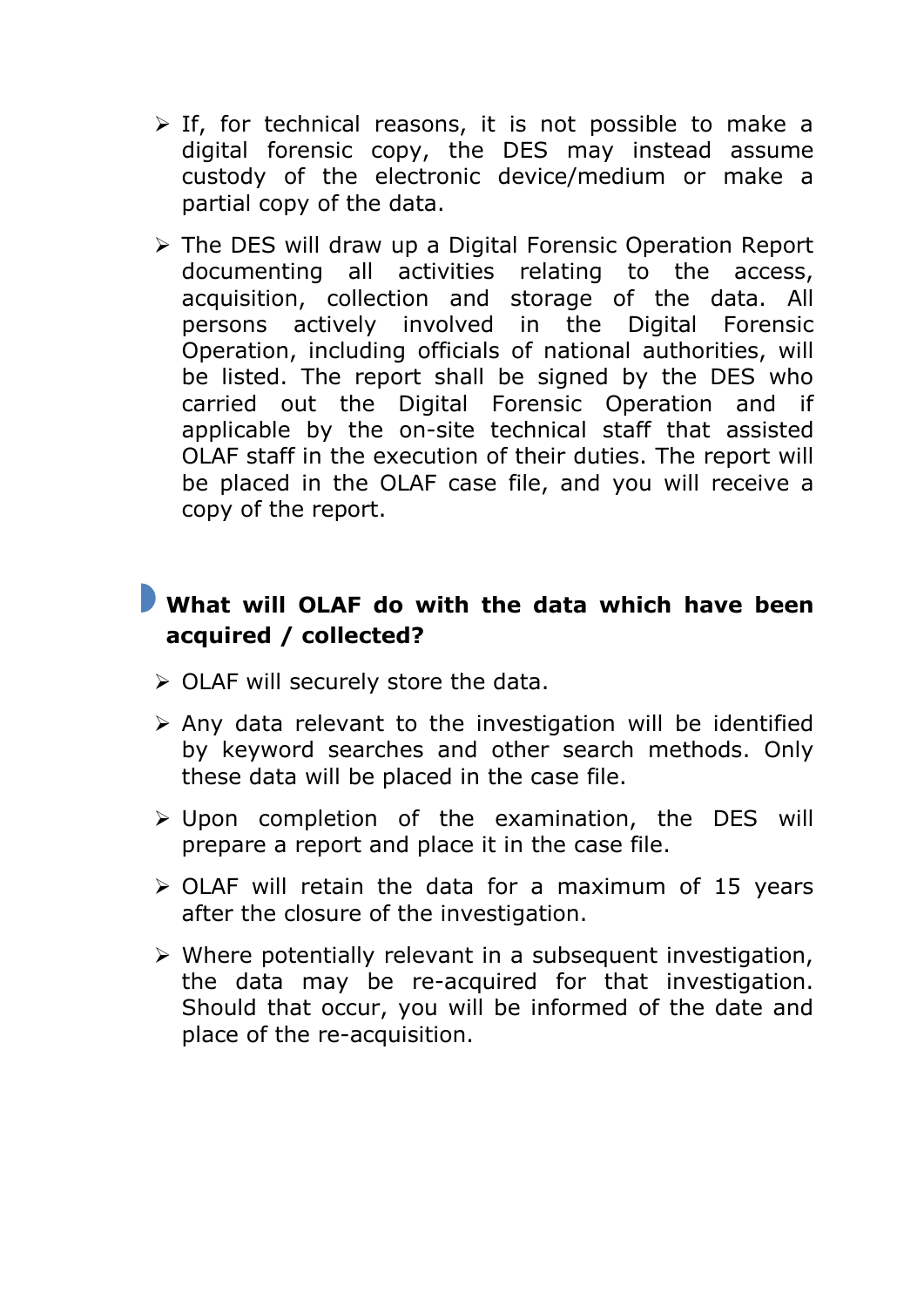- If, for technical reasons, it is not possible to make a digital forensic copy, the DES may instead assume custody of the electronic device/medium or make a partial copy of the data.

- The DES will draw up a Digital Forensic Operation Report documenting all activities relating to the access, acquisition, collection and storage of the data. All persons actively involved in the Digital Forensic Operation, including officials of national authorities, will be listed. The report shall be signed by the DES who carried out the Digital Forensic Operation and if applicable by the on-site technical staff that assisted OLAF staff in the execution of their duties. The report will be placed in the OLAF case file, and you will receive a copy of the report.

## What will OLAF do with the data which have been acquired / collected?

- OLAF will securely store the data.

- Any data relevant to the investigation will be identified by keyword searches and other search methods. Only these data will be placed in the case file.

- Upon completion of the examination, the DES will prepare a report and place it in the case file.

- OLAF will retain the data for a maximum of 15 years after the closure of the investigation.

- Where potentially relevant in a subsequent investigation, the data may be re-acquired for that investigation. Should that occur, you will be informed of the date and place of the re-acquisition.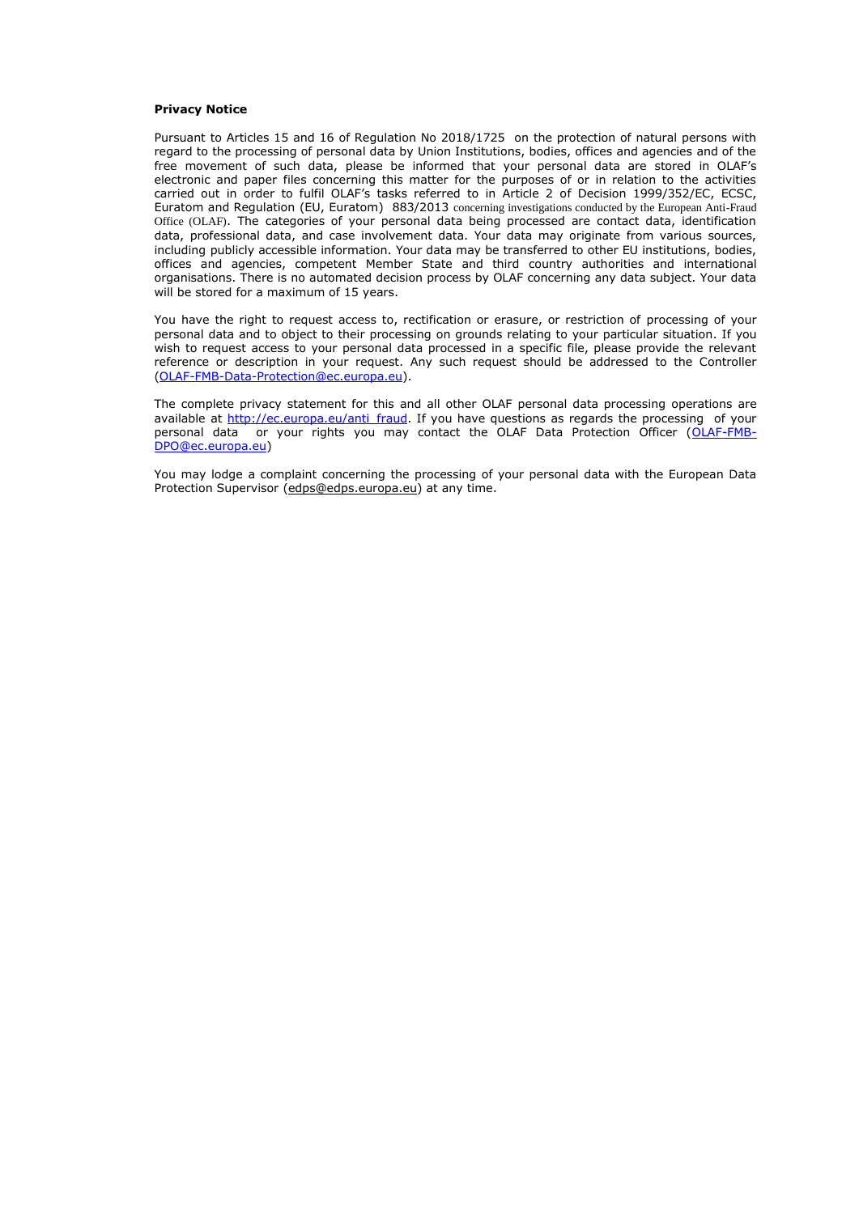**Privacy Notice**

Pursuant to Articles 15 and 16 of Regulation No 2018/1725 on the protection of natural persons with regard to the processing of personal data by Union Institutions, bodies, offices and agencies and of the free movement of such data, please be informed that your personal data are stored in OLAF's electronic and paper files concerning this matter for the purposes of or in relation to the activities carried out in order to fulfil OLAF's tasks referred to in Article 2 of Decision 1999/352/EC, ECSC, Euratom and Regulation (EU, Euratom) 883/2013 concerning investigations conducted by the European Anti-Fraud Office (OLAF). The categories of your personal data being processed are contact data, identification data, professional data, and case involvement data. Your data may originate from various sources, including publicly accessible information. Your data may be transferred to other EU institutions, bodies, offices and agencies, competent Member State and third country authorities and international organisations. There is no automated decision process by OLAF concerning any data subject. Your data will be stored for a maximum of 15 years.

You have the right to request access to, rectification or erasure, or restriction of processing of your personal data and to object to their processing on grounds relating to your particular situation. If you wish to request access to your personal data processed in a specific file, please provide the relevant reference or description in your request. Any such request should be addressed to the Controller (OLAF-FMB-Data-Protection@ec.europa.eu).

The complete privacy statement for this and all other OLAF personal data processing operations are available at http://ec.europa.eu/anti_fraud. If you have questions as regards the processing of your personal data or your rights you may contact the OLAF Data Protection Officer (OLAF-FMB-DPO@ec.europa.eu)

You may lodge a complaint concerning the processing of your personal data with the European Data Protection Supervisor (edps@edps.europa.eu) at any time.